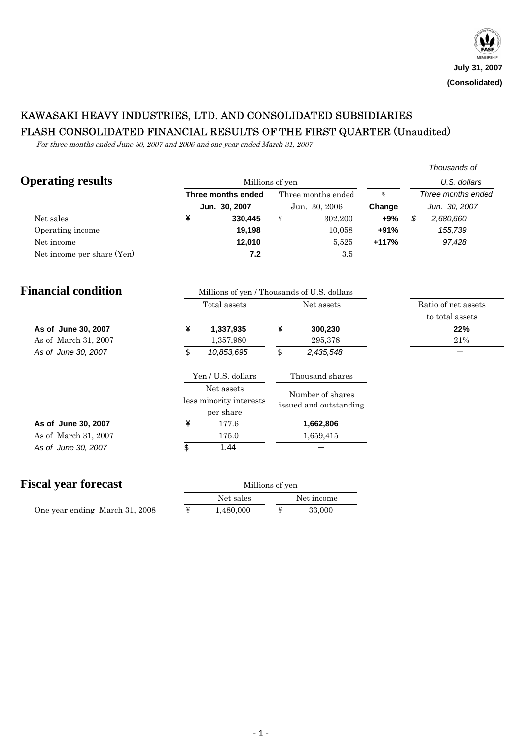July 31, 2007

(Consolidated)

# KAWASAKI HEAVY INDUSTRIES, LTD. AND CONSOLIDATED SUBSIDIARIES
# FLASH CONSOLIDATED FINANCIAL RESULTS OF THE FIRST QUARTER (Unaudited)

*For three months ended June 30, 2007 and 2006 and one year ended March 31, 2007*

## Operating results

| | Millions of yen | | % | *Thousands of U.S. dollars* |
|---|---|---|---|---|
| | **Three months ended Jun. 30, 2007** | Three months ended Jun. 30, 2006 | **Change** | *Three months ended Jun. 30, 2007* |
| Net sales | **¥ 330,445** | ¥ 302,200 | **+9%** | *$ 2,680,660* |
| Operating income | **19,198** | 10,058 | **+91%** | *155,739* |
| Net income | **12,010** | 5,525 | **+117%** | *97,428* |
| Net income per share (Yen) | **7.2** | 3.5 | | |

## Financial condition

| | Total assets | Net assets | Ratio of net assets to total assets |
|---|---|---|---|
| | Millions of yen / Thousands of U.S. dollars | | |
| **As of June 30, 2007** | **¥ 1,337,935** | **¥ 300,230** | **22%** |
| As of March 31, 2007 | 1,357,980 | 295,378 | 21% |
| *As of June 30, 2007* | *$ 10,853,695* | *$ 2,435,548* | — |

| | Net assets less minority interests per share (Yen / U.S. dollars) | Number of shares issued and outstanding (Thousand shares) |
|---|---|---|
| **As of June 30, 2007** | ¥ 177.6 | **1,662,806** |
| As of March 31, 2007 | 175.0 | 1,659,415 |
| *As of June 30, 2007* | $ 1.44 | — |

## Fiscal year forecast

| | Millions of yen | |
|---|---|---|
| | Net sales | Net income |
| One year ending March 31, 2008 | ¥ 1,480,000 | ¥ 33,000 |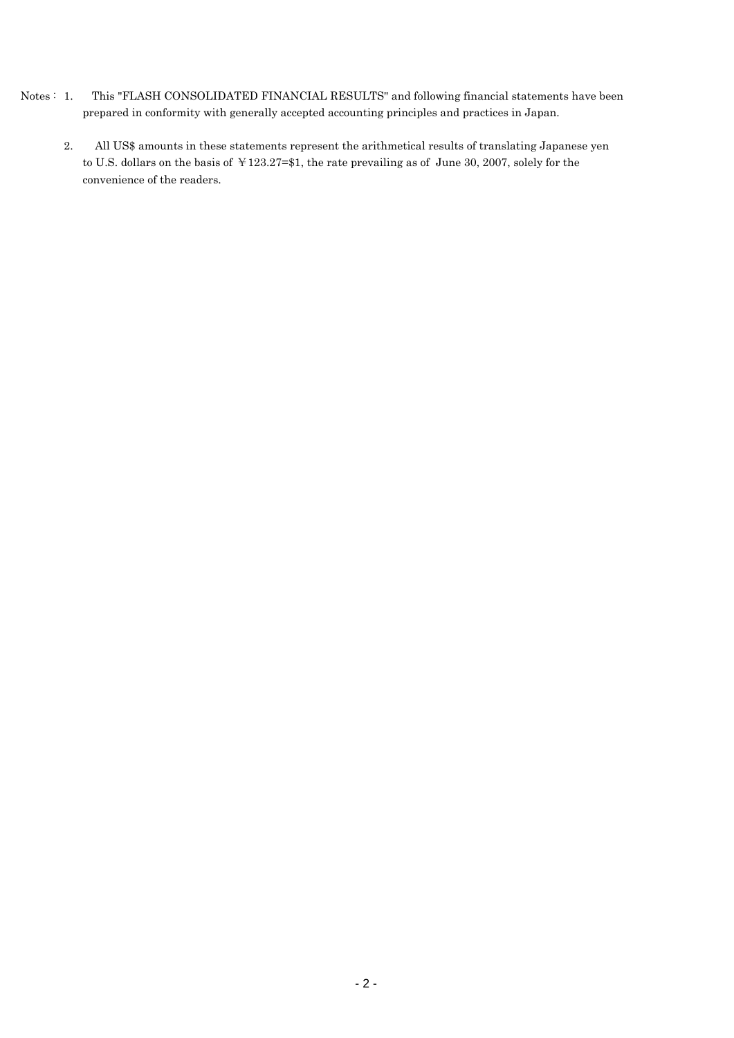Notes： 1. This "FLASH CONSOLIDATED FINANCIAL RESULTS" and following financial statements have been prepared in conformity with generally accepted accounting principles and practices in Japan.

2. All US$ amounts in these statements represent the arithmetical results of translating Japanese yen to U.S. dollars on the basis of ￥123.27=$1, the rate prevailing as of June 30, 2007, solely for the convenience of the readers.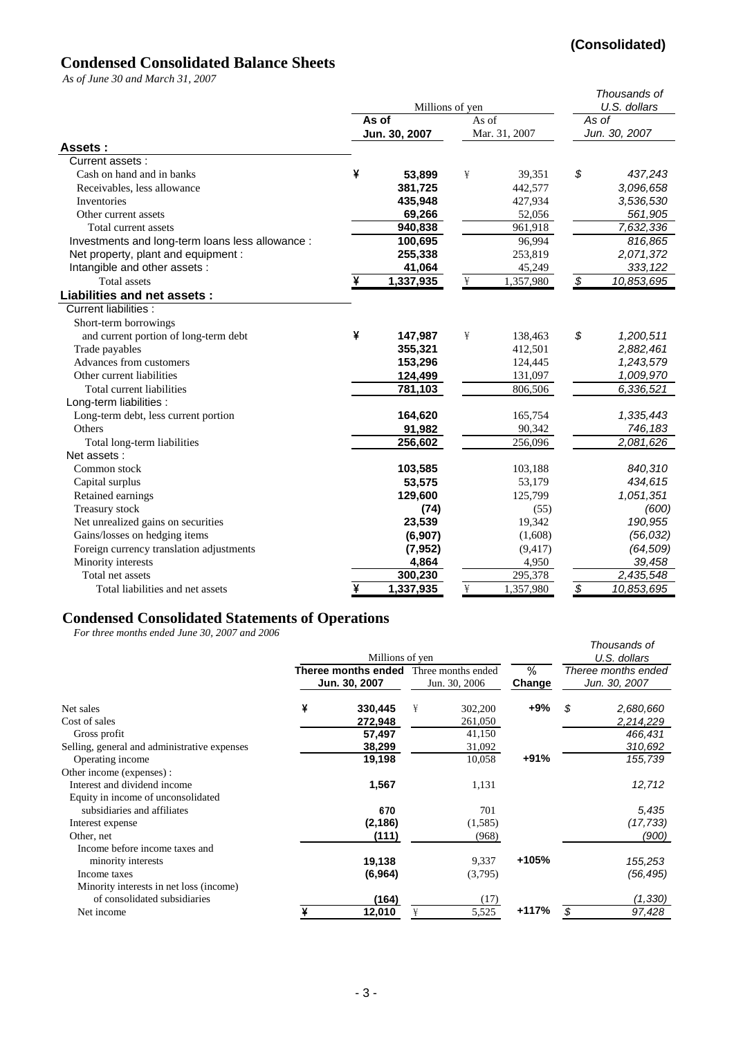**(Consolidated)**

# Condensed Consolidated Balance Sheets

*As of June 30 and March 31, 2007*

| | Millions of yen | | Thousands of U.S. dollars |
|---|---|---|---|
| | **As of Jun. 30, 2007** | As of Mar. 31, 2007 | *As of Jun. 30, 2007* |
| **Assets :** | | | |
| Current assets : | | | |
| Cash on hand and in banks | **¥ 53,899** | ¥ 39,351 | *$ 437,243* |
| Receivables, less allowance | **381,725** | 442,577 | *3,096,658* |
| Inventories | **435,948** | 427,934 | *3,536,530* |
| Other current assets | **69,266** | 52,056 | *561,905* |
| Total current assets | **940,838** | 961,918 | *7,632,336* |
| Investments and long-term loans less allowance : | **100,695** | 96,994 | *816,865* |
| Net property, plant and equipment : | **255,338** | 253,819 | *2,071,372* |
| Intangible and other assets : | **41,064** | 45,249 | *333,122* |
| Total assets | **¥ 1,337,935** | ¥ 1,357,980 | *$ 10,853,695* |
| **Liabilities and net assets :** | | | |
| Current liabilities : | | | |
| Short-term borrowings and current portion of long-term debt | **¥ 147,987** | ¥ 138,463 | *$ 1,200,511* |
| Trade payables | **355,321** | 412,501 | *2,882,461* |
| Advances from customers | **153,296** | 124,445 | *1,243,579* |
| Other current liabilities | **124,499** | 131,097 | *1,009,970* |
| Total current liabilities | **781,103** | 806,506 | *6,336,521* |
| Long-term liabilities : | | | |
| Long-term debt, less current portion | **164,620** | 165,754 | *1,335,443* |
| Others | **91,982** | 90,342 | *746,183* |
| Total long-term liabilities | **256,602** | 256,096 | *2,081,626* |
| Net assets : | | | |
| Common stock | **103,585** | 103,188 | *840,310* |
| Capital surplus | **53,575** | 53,179 | *434,615* |
| Retained earnings | **129,600** | 125,799 | *1,051,351* |
| Treasury stock | **(74)** | (55) | *(600)* |
| Net unrealized gains on securities | **23,539** | 19,342 | *190,955* |
| Gains/losses on hedging items | **(6,907)** | (1,608) | *(56,032)* |
| Foreign currency translation adjustments | **(7,952)** | (9,417) | *(64,509)* |
| Minority interests | **4,864** | 4,950 | *39,458* |
| Total net assets | **300,230** | 295,378 | *2,435,548* |
| Total liabilities and net assets | **¥ 1,337,935** | ¥ 1,357,980 | *$ 10,853,695* |

# Condensed Consolidated Statements of Operations

*For three months ended June 30, 2007 and 2006*

| | Millions of yen | | | Thousands of U.S. dollars |
|---|---|---|---|---|
| | **Theree months ended Jun. 30, 2007** | Three months ended Jun. 30, 2006 | **% Change** | *Theree months ended Jun. 30, 2007* |
| Net sales | **¥ 330,445** | ¥ 302,200 | **+9%** | *$ 2,680,660* |
| Cost of sales | **272,948** | 261,050 | | *2,214,229* |
| Gross profit | **57,497** | 41,150 | | *466,431* |
| Selling, general and administrative expenses | **38,299** | 31,092 | | *310,692* |
| Operating income | **19,198** | 10,058 | **+91%** | *155,739* |
| Other income (expenses) : | | | | |
| Interest and dividend income | **1,567** | 1,131 | | *12,712* |
| Equity in income of unconsolidated subsidiaries and affiliates | **670** | 701 | | *5,435* |
| Interest expense | **(2,186)** | (1,585) | | *(17,733)* |
| Other, net | **(111)** | (968) | | *(900)* |
| Income before income taxes and minority interests | **19,138** | 9,337 | **+105%** | *155,253* |
| Income taxes | **(6,964)** | (3,795) | | *(56,495)* |
| Minority interests in net loss (income) of consolidated subsidiaries | **(164)** | (17) | | *(1,330)* |
| Net income | **¥ 12,010** | ¥ 5,525 | **+117%** | *$ 97,428* |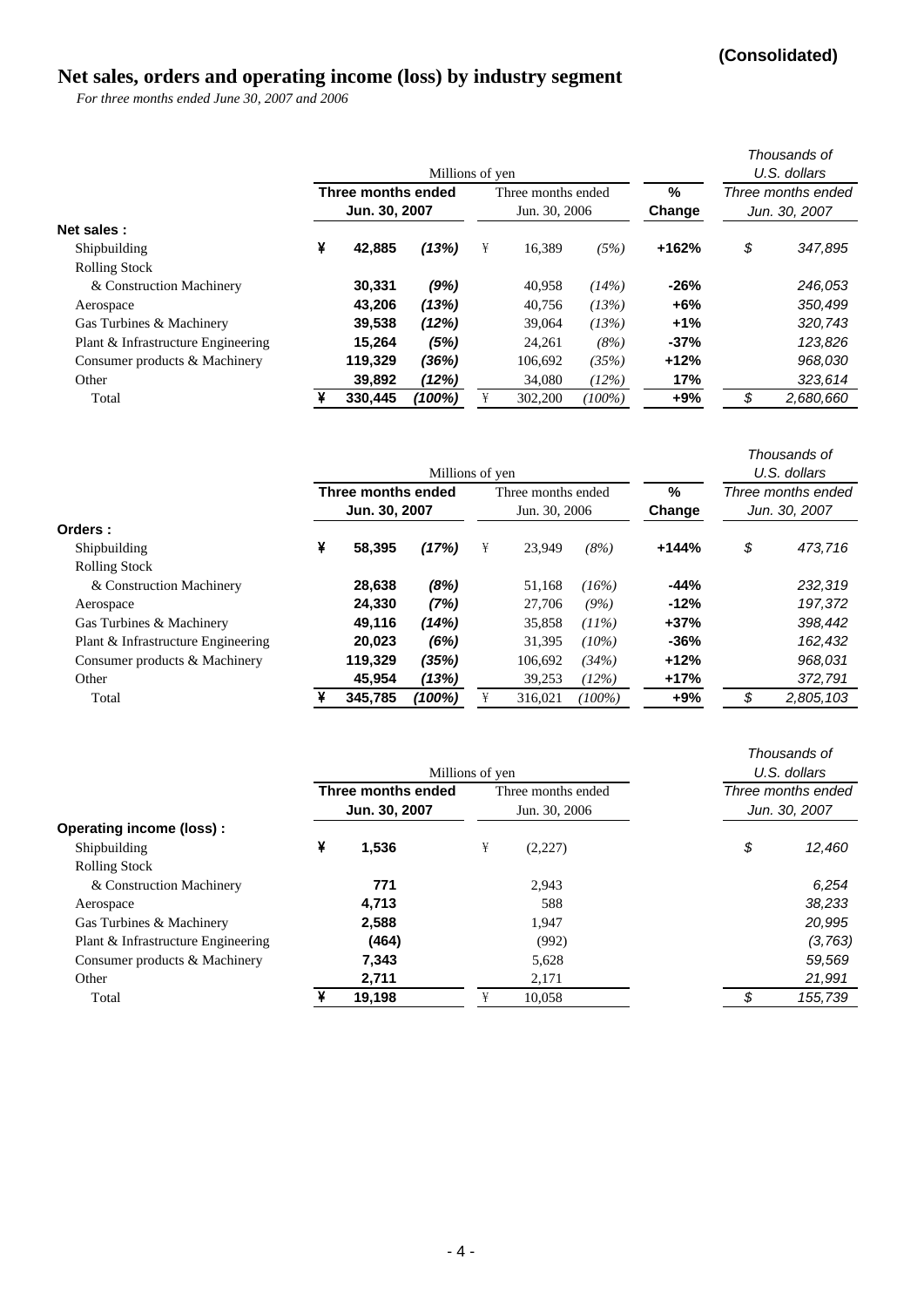**(Consolidated)**

# Net sales, orders and operating income (loss) by industry segment

*For three months ended June 30, 2007 and 2006*

| | Millions of yen | | | | | Thousands of U.S. dollars |
|---|---|---|---|---|---|---|
| | **Three months ended Jun. 30, 2007** | | Three months ended Jun. 30, 2006 | | **% Change** | *Three months ended Jun. 30, 2007* |
| **Net sales :** | | | | | | |
| Shipbuilding | **¥ 42,885** | ***(13%)*** | ¥ 16,389 | *(5%)* | **+162%** | *$ 347,895* |
| Rolling Stock & Construction Machinery | **30,331** | ***(9%)*** | 40,958 | *(14%)* | **-26%** | *246,053* |
| Aerospace | **43,206** | ***(13%)*** | 40,756 | *(13%)* | **+6%** | *350,499* |
| Gas Turbines & Machinery | **39,538** | ***(12%)*** | 39,064 | *(13%)* | **+1%** | *320,743* |
| Plant & Infrastructure Engineering | **15,264** | ***(5%)*** | 24,261 | *(8%)* | **-37%** | *123,826* |
| Consumer products & Machinery | **119,329** | ***(36%)*** | 106,692 | *(35%)* | **+12%** | *968,030* |
| Other | **39,892** | ***(12%)*** | 34,080 | *(12%)* | **17%** | *323,614* |
| Total | **¥ 330,445** | ***(100%)*** | ¥ 302,200 | *(100%)* | **+9%** | *$ 2,680,660* |

| | Millions of yen | | | | | Thousands of U.S. dollars |
|---|---|---|---|---|---|---|
| | **Three months ended Jun. 30, 2007** | | Three months ended Jun. 30, 2006 | | **% Change** | *Three months ended Jun. 30, 2007* |
| **Orders :** | | | | | | |
| Shipbuilding | **¥ 58,395** | ***(17%)*** | ¥ 23,949 | *(8%)* | **+144%** | *$ 473,716* |
| Rolling Stock & Construction Machinery | **28,638** | ***(8%)*** | 51,168 | *(16%)* | **-44%** | *232,319* |
| Aerospace | **24,330** | ***(7%)*** | 27,706 | *(9%)* | **-12%** | *197,372* |
| Gas Turbines & Machinery | **49,116** | ***(14%)*** | 35,858 | *(11%)* | **+37%** | *398,442* |
| Plant & Infrastructure Engineering | **20,023** | ***(6%)*** | 31,395 | *(10%)* | **-36%** | *162,432* |
| Consumer products & Machinery | **119,329** | ***(35%)*** | 106,692 | *(34%)* | **+12%** | *968,031* |
| Other | **45,954** | ***(13%)*** | 39,253 | *(12%)* | **+17%** | *372,791* |
| Total | **¥ 345,785** | ***(100%)*** | ¥ 316,021 | *(100%)* | **+9%** | *$ 2,805,103* |

| | Millions of yen | | Thousands of U.S. dollars |
|---|---|---|---|
| | **Three months ended Jun. 30, 2007** | Three months ended Jun. 30, 2006 | *Three months ended Jun. 30, 2007* |
| **Operating income (loss) :** | | | |
| Shipbuilding | **¥ 1,536** | ¥ (2,227) | *$ 12,460* |
| Rolling Stock & Construction Machinery | **771** | 2,943 | *6,254* |
| Aerospace | **4,713** | 588 | *38,233* |
| Gas Turbines & Machinery | **2,588** | 1,947 | *20,995* |
| Plant & Infrastructure Engineering | **(464)** | (992) | *(3,763)* |
| Consumer products & Machinery | **7,343** | 5,628 | *59,569* |
| Other | **2,711** | 2,171 | *21,991* |
| Total | **¥ 19,198** | ¥ 10,058 | *$ 155,739* |